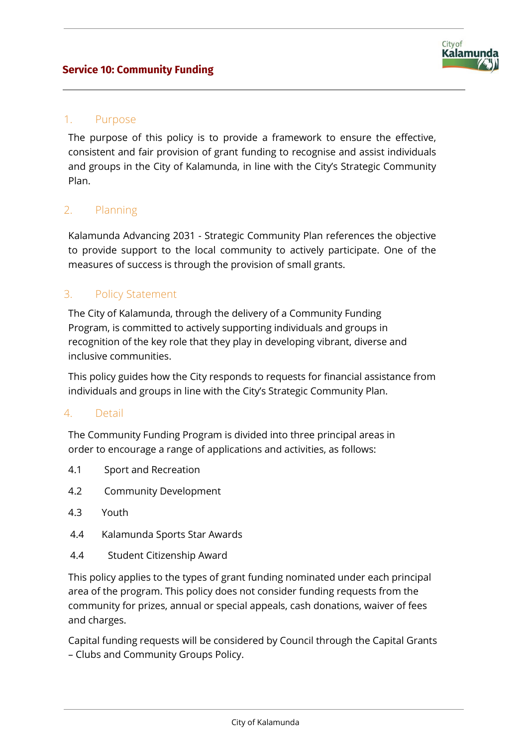# Service 10: Community Funding

## 1. Purpose

The purpose of this policy is to provide a framework to ensure the effective, consistent and fair provision of grant funding to recognise and assist individuals and groups in the City of Kalamunda, in line with the City's Strategic Community Plan.

## 2. Planning

Kalamunda Advancing 2031 - Strategic Community Plan references the objective to provide support to the local community to actively participate. One of the measures of success is through the provision of small grants.

## 3. Policy Statement

The City of Kalamunda, through the delivery of a Community Funding Program, is committed to actively supporting individuals and groups in recognition of the key role that they play in developing vibrant, diverse and inclusive communities.

This policy guides how the City responds to requests for financial assistance from individuals and groups in line with the City's Strategic Community Plan.

## 4. Detail

The Community Funding Program is divided into three principal areas in order to encourage a range of applications and activities, as follows:

4.1 Sport and Recreation

4.2 Community Development

4.3 Youth

4.4 Kalamunda Sports Star Awards

4.4 Student Citizenship Award

This policy applies to the types of grant funding nominated under each principal area of the program. This policy does not consider funding requests from the community for prizes, annual or special appeals, cash donations, waiver of fees and charges.

Capital funding requests will be considered by Council through the Capital Grants – Clubs and Community Groups Policy.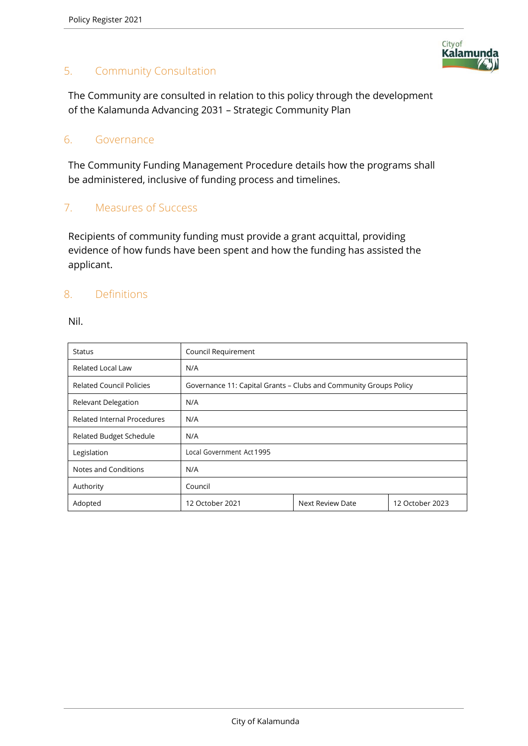## 5. Community Consultation

The Community are consulted in relation to this policy through the development of the Kalamunda Advancing 2031 – Strategic Community Plan

## 6. Governance

The Community Funding Management Procedure details how the programs shall be administered, inclusive of funding process and timelines.

## 7. Measures of Success

Recipients of community funding must provide a grant acquittal, providing evidence of how funds have been spent and how the funding has assisted the applicant.

## 8. Definitions

Nil.

| | | | |
|---|---|---|---|
| Status | Council Requirement | | |
| Related Local Law | N/A | | |
| Related Council Policies | Governance 11: Capital Grants – Clubs and Community Groups Policy | | |
| Relevant Delegation | N/A | | |
| Related Internal Procedures | N/A | | |
| Related Budget Schedule | N/A | | |
| Legislation | Local Government Act 1995 | | |
| Notes and Conditions | N/A | | |
| Authority | Council | | |
| Adopted | 12 October 2021 | Next Review Date | 12 October 2023 |